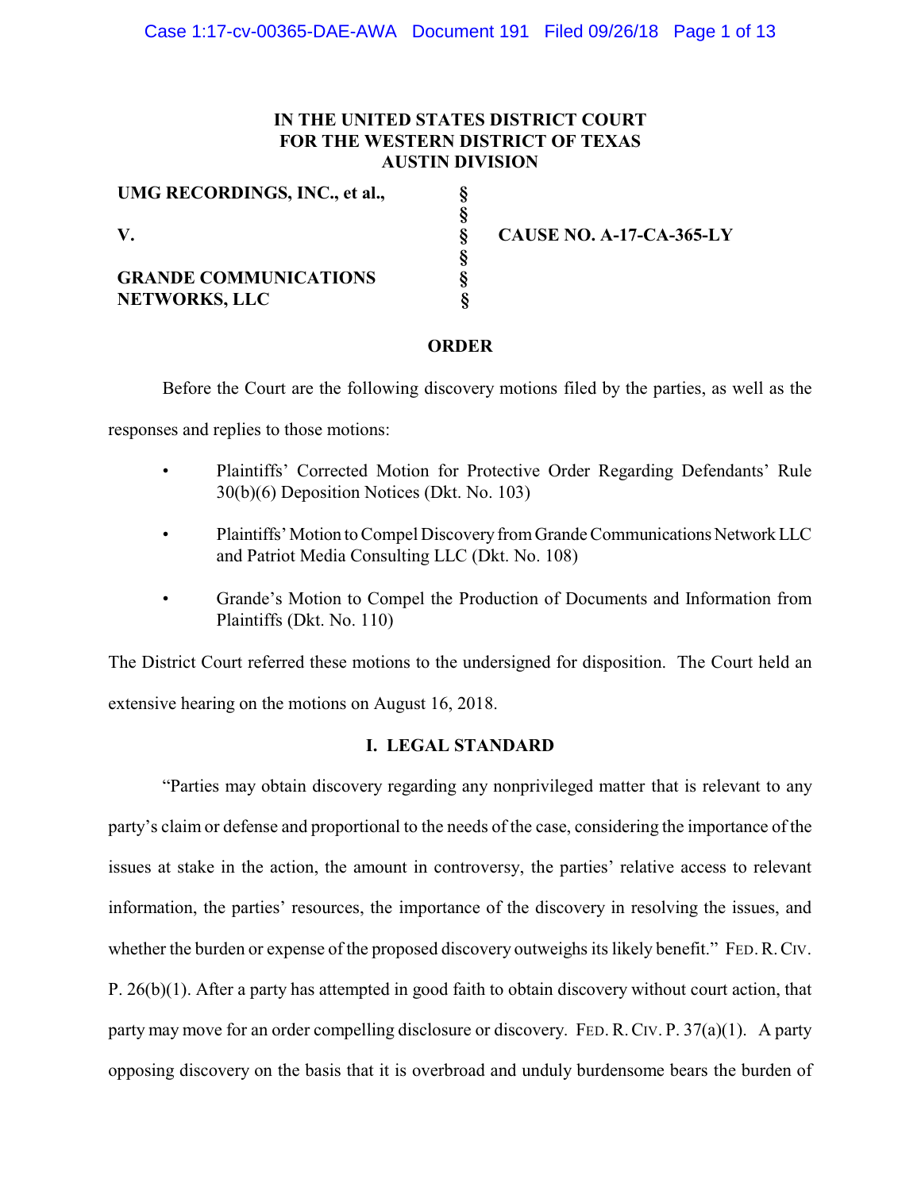IN THE UNITED STATES DISTRICT COURT
FOR THE WESTERN DISTRICT OF TEXAS
AUSTIN DIVISION

| | | |
|---|---|---|
| **UMG RECORDINGS, INC., et al.,** | § | |
| | § | |
| **V.** | § | **CAUSE NO. A-17-CA-365-LY** |
| | § | |
| **GRANDE COMMUNICATIONS NETWORKS, LLC** | § | |
| | § | |

## ORDER

Before the Court are the following discovery motions filed by the parties, as well as the responses and replies to those motions:

- Plaintiffs' Corrected Motion for Protective Order Regarding Defendants' Rule 30(b)(6) Deposition Notices (Dkt. No. 103)
- Plaintiffs' Motion to Compel Discovery from Grande Communications Network LLC and Patriot Media Consulting LLC (Dkt. No. 108)
- Grande's Motion to Compel the Production of Documents and Information from Plaintiffs (Dkt. No. 110)

The District Court referred these motions to the undersigned for disposition. The Court held an extensive hearing on the motions on August 16, 2018.

### I. LEGAL STANDARD

"Parties may obtain discovery regarding any nonprivileged matter that is relevant to any party's claim or defense and proportional to the needs of the case, considering the importance of the issues at stake in the action, the amount in controversy, the parties' relative access to relevant information, the parties' resources, the importance of the discovery in resolving the issues, and whether the burden or expense of the proposed discovery outweighs its likely benefit." FED. R. CIV. P. 26(b)(1). After a party has attempted in good faith to obtain discovery without court action, that party may move for an order compelling disclosure or discovery. FED. R. CIV. P. 37(a)(1). A party opposing discovery on the basis that it is overbroad and unduly burdensome bears the burden of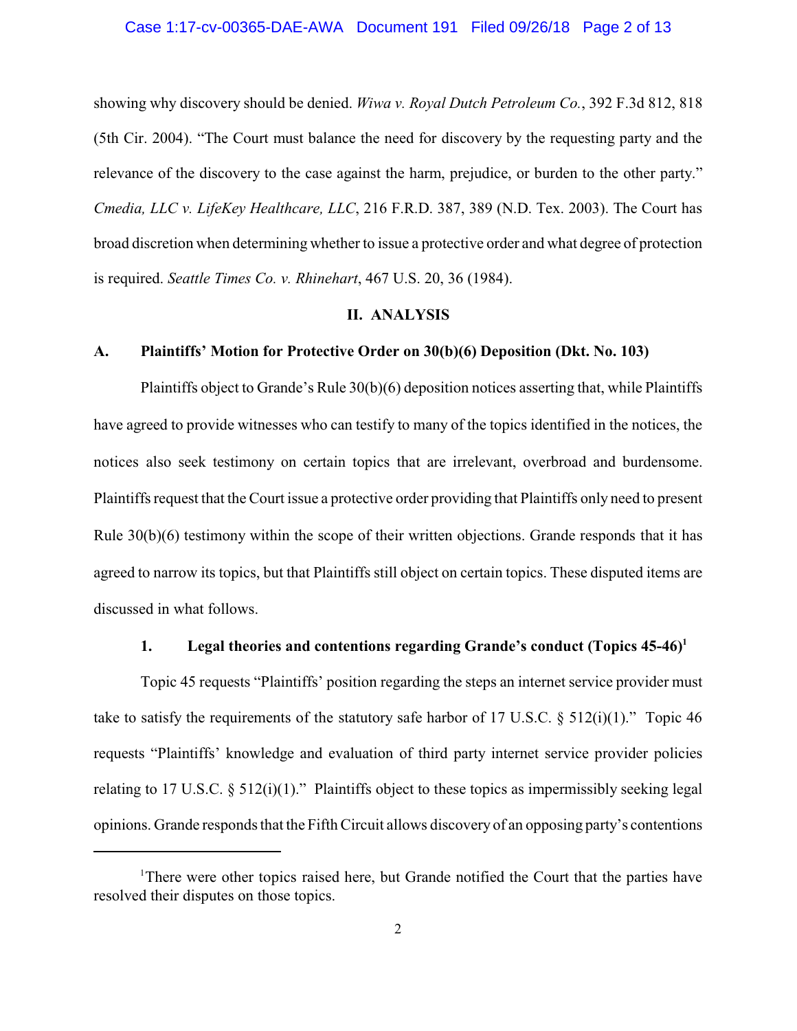showing why discovery should be denied. *Wiwa v. Royal Dutch Petroleum Co.*, 392 F.3d 812, 818 (5th Cir. 2004). "The Court must balance the need for discovery by the requesting party and the relevance of the discovery to the case against the harm, prejudice, or burden to the other party." *Cmedia, LLC v. LifeKey Healthcare, LLC*, 216 F.R.D. 387, 389 (N.D. Tex. 2003). The Court has broad discretion when determining whether to issue a protective order and what degree of protection is required. *Seattle Times Co. v. Rhinehart*, 467 U.S. 20, 36 (1984).

## II. ANALYSIS

### A. Plaintiffs' Motion for Protective Order on 30(b)(6) Deposition (Dkt. No. 103)

Plaintiffs object to Grande's Rule 30(b)(6) deposition notices asserting that, while Plaintiffs have agreed to provide witnesses who can testify to many of the topics identified in the notices, the notices also seek testimony on certain topics that are irrelevant, overbroad and burdensome. Plaintiffs request that the Court issue a protective order providing that Plaintiffs only need to present Rule 30(b)(6) testimony within the scope of their written objections. Grande responds that it has agreed to narrow its topics, but that Plaintiffs still object on certain topics. These disputed items are discussed in what follows.

#### 1. Legal theories and contentions regarding Grande's conduct (Topics 45-46)[1]

Topic 45 requests "Plaintiffs' position regarding the steps an internet service provider must take to satisfy the requirements of the statutory safe harbor of 17 U.S.C. § 512(i)(1)." Topic 46 requests "Plaintiffs' knowledge and evaluation of third party internet service provider policies relating to 17 U.S.C. § 512(i)(1)." Plaintiffs object to these topics as impermissibly seeking legal opinions. Grande responds that the Fifth Circuit allows discovery of an opposing party's contentions

---

[1]There were other topics raised here, but Grande notified the Court that the parties have resolved their disputes on those topics.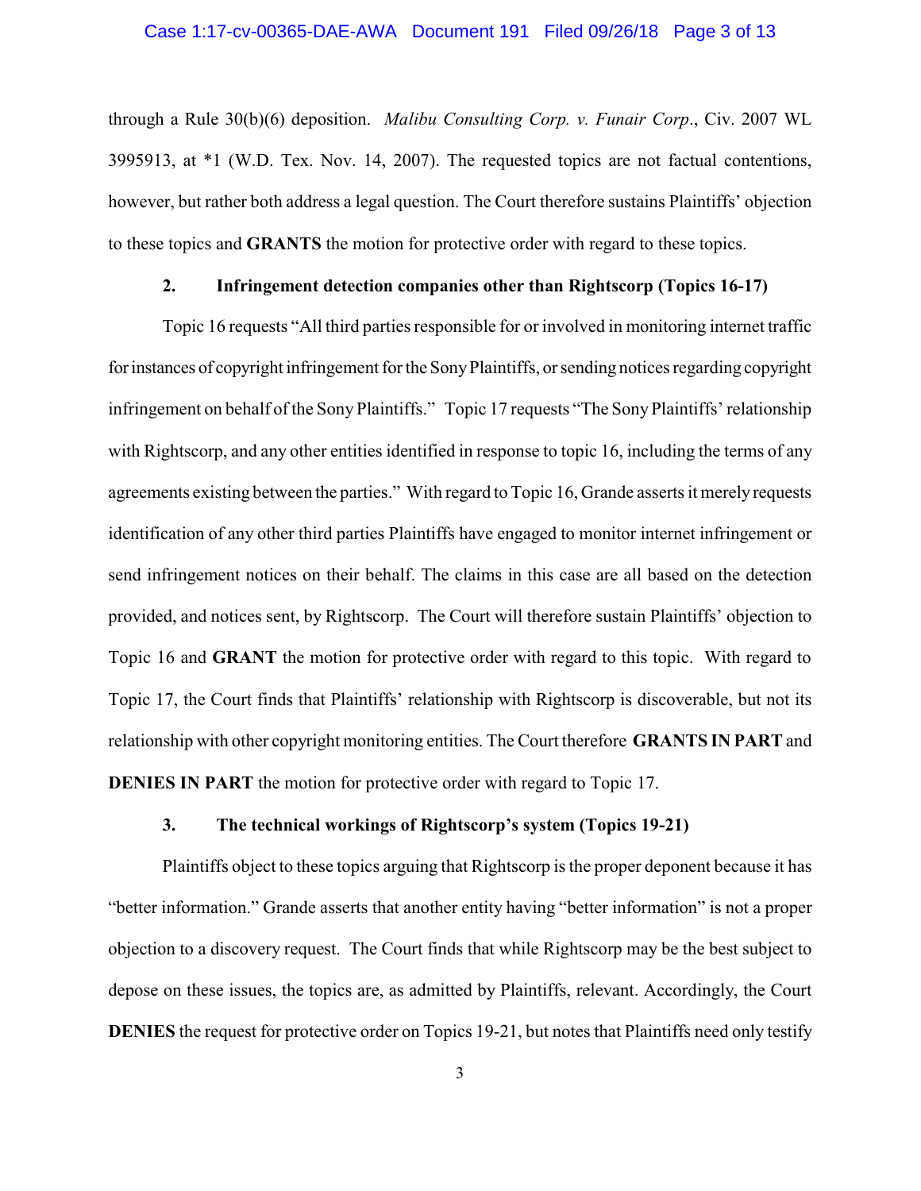through a Rule 30(b)(6) deposition. *Malibu Consulting Corp. v. Funair Corp*., Civ. 2007 WL 3995913, at *1 (W.D. Tex. Nov. 14, 2007). The requested topics are not factual contentions, however, but rather both address a legal question. The Court therefore sustains Plaintiffs' objection to these topics and **GRANTS** the motion for protective order with regard to these topics.

**2. Infringement detection companies other than Rightscorp (Topics 16-17)**

Topic 16 requests "All third parties responsible for or involved in monitoring internet traffic for instances of copyright infringement for the Sony Plaintiffs, or sending notices regarding copyright infringement on behalf of the Sony Plaintiffs." Topic 17 requests "The Sony Plaintiffs' relationship with Rightscorp, and any other entities identified in response to topic 16, including the terms of any agreements existing between the parties." With regard to Topic 16, Grande asserts it merely requests identification of any other third parties Plaintiffs have engaged to monitor internet infringement or send infringement notices on their behalf. The claims in this case are all based on the detection provided, and notices sent, by Rightscorp. The Court will therefore sustain Plaintiffs' objection to Topic 16 and **GRANT** the motion for protective order with regard to this topic. With regard to Topic 17, the Court finds that Plaintiffs' relationship with Rightscorp is discoverable, but not its relationship with other copyright monitoring entities. The Court therefore **GRANTS IN PART** and **DENIES IN PART** the motion for protective order with regard to Topic 17.

**3. The technical workings of Rightscorp's system (Topics 19-21)**

Plaintiffs object to these topics arguing that Rightscorp is the proper deponent because it has "better information." Grande asserts that another entity having "better information" is not a proper objection to a discovery request. The Court finds that while Rightscorp may be the best subject to depose on these issues, the topics are, as admitted by Plaintiffs, relevant. Accordingly, the Court **DENIES** the request for protective order on Topics 19-21, but notes that Plaintiffs need only testify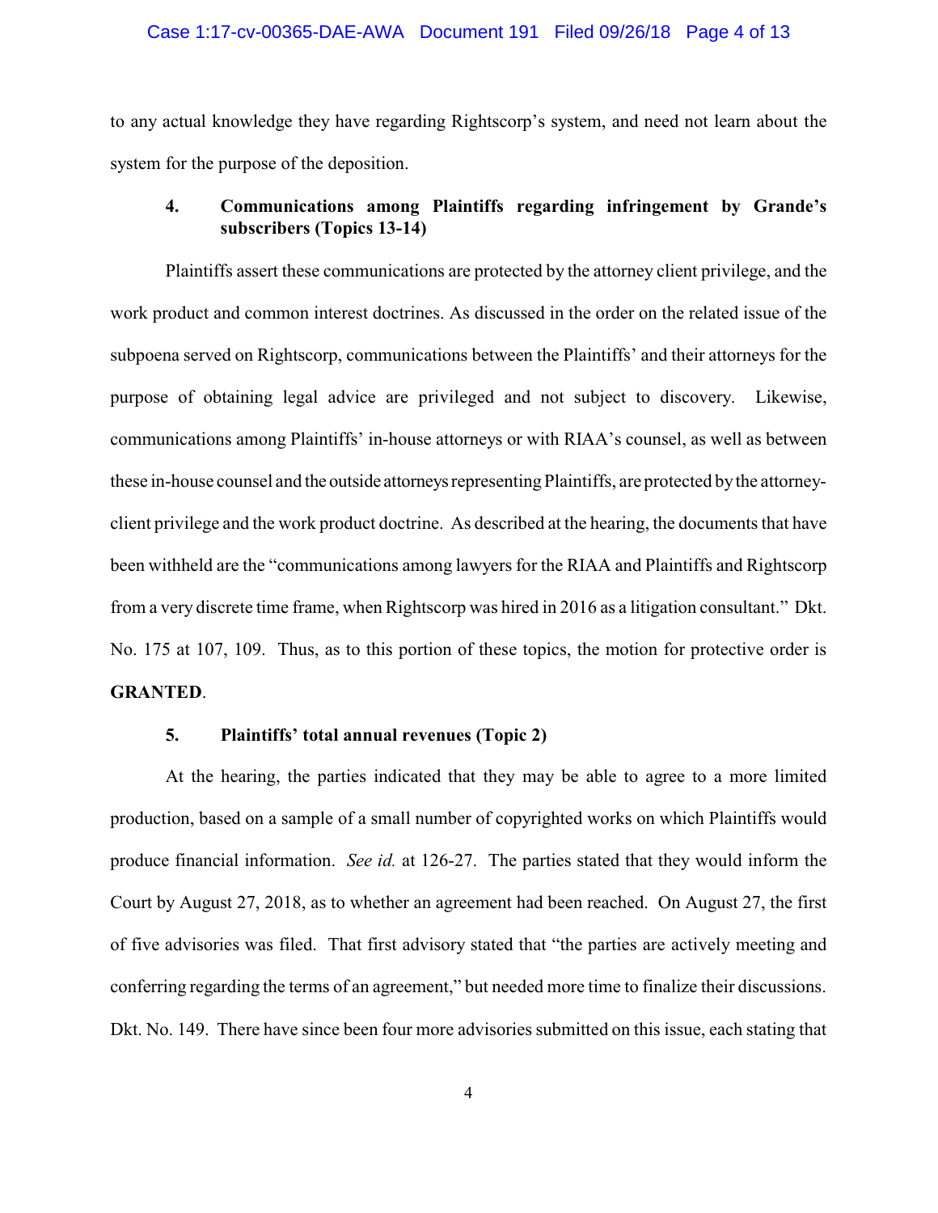to any actual knowledge they have regarding Rightscorp's system, and need not learn about the system for the purpose of the deposition.

**4. Communications among Plaintiffs regarding infringement by Grande's subscribers (Topics 13-14)**

Plaintiffs assert these communications are protected by the attorney client privilege, and the work product and common interest doctrines. As discussed in the order on the related issue of the subpoena served on Rightscorp, communications between the Plaintiffs' and their attorneys for the purpose of obtaining legal advice are privileged and not subject to discovery. Likewise, communications among Plaintiffs' in-house attorneys or with RIAA's counsel, as well as between these in-house counsel and the outside attorneys representing Plaintiffs, are protected by the attorney-client privilege and the work product doctrine. As described at the hearing, the documents that have been withheld are the "communications among lawyers for the RIAA and Plaintiffs and Rightscorp from a very discrete time frame, when Rightscorp was hired in 2016 as a litigation consultant." Dkt. No. 175 at 107, 109. Thus, as to this portion of these topics, the motion for protective order is **GRANTED**.

**5. Plaintiffs' total annual revenues (Topic 2)**

At the hearing, the parties indicated that they may be able to agree to a more limited production, based on a sample of a small number of copyrighted works on which Plaintiffs would produce financial information. *See id.* at 126-27. The parties stated that they would inform the Court by August 27, 2018, as to whether an agreement had been reached. On August 27, the first of five advisories was filed. That first advisory stated that "the parties are actively meeting and conferring regarding the terms of an agreement," but needed more time to finalize their discussions. Dkt. No. 149. There have since been four more advisories submitted on this issue, each stating that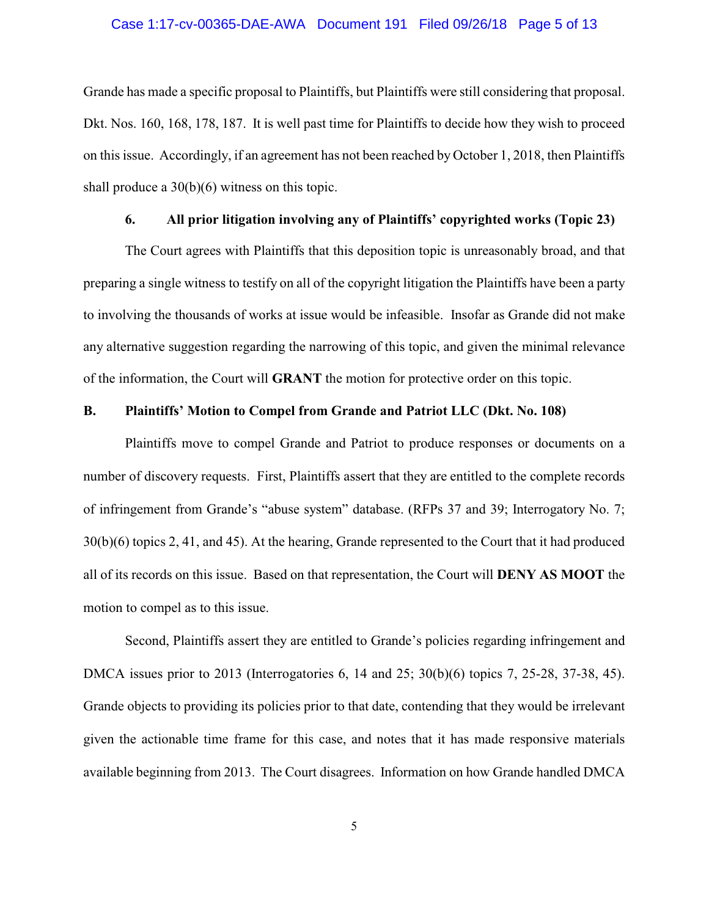Grande has made a specific proposal to Plaintiffs, but Plaintiffs were still considering that proposal. Dkt. Nos. 160, 168, 178, 187. It is well past time for Plaintiffs to decide how they wish to proceed on this issue. Accordingly, if an agreement has not been reached by October 1, 2018, then Plaintiffs shall produce a 30(b)(6) witness on this topic.

#### 6. All prior litigation involving any of Plaintiffs' copyrighted works (Topic 23)

The Court agrees with Plaintiffs that this deposition topic is unreasonably broad, and that preparing a single witness to testify on all of the copyright litigation the Plaintiffs have been a party to involving the thousands of works at issue would be infeasible. Insofar as Grande did not make any alternative suggestion regarding the narrowing of this topic, and given the minimal relevance of the information, the Court will **GRANT** the motion for protective order on this topic.

### B. Plaintiffs' Motion to Compel from Grande and Patriot LLC (Dkt. No. 108)

Plaintiffs move to compel Grande and Patriot to produce responses or documents on a number of discovery requests. First, Plaintiffs assert that they are entitled to the complete records of infringement from Grande's "abuse system" database. (RFPs 37 and 39; Interrogatory No. 7; 30(b)(6) topics 2, 41, and 45). At the hearing, Grande represented to the Court that it had produced all of its records on this issue. Based on that representation, the Court will **DENY AS MOOT** the motion to compel as to this issue.

Second, Plaintiffs assert they are entitled to Grande's policies regarding infringement and DMCA issues prior to 2013 (Interrogatories 6, 14 and 25; 30(b)(6) topics 7, 25-28, 37-38, 45). Grande objects to providing its policies prior to that date, contending that they would be irrelevant given the actionable time frame for this case, and notes that it has made responsive materials available beginning from 2013. The Court disagrees. Information on how Grande handled DMCA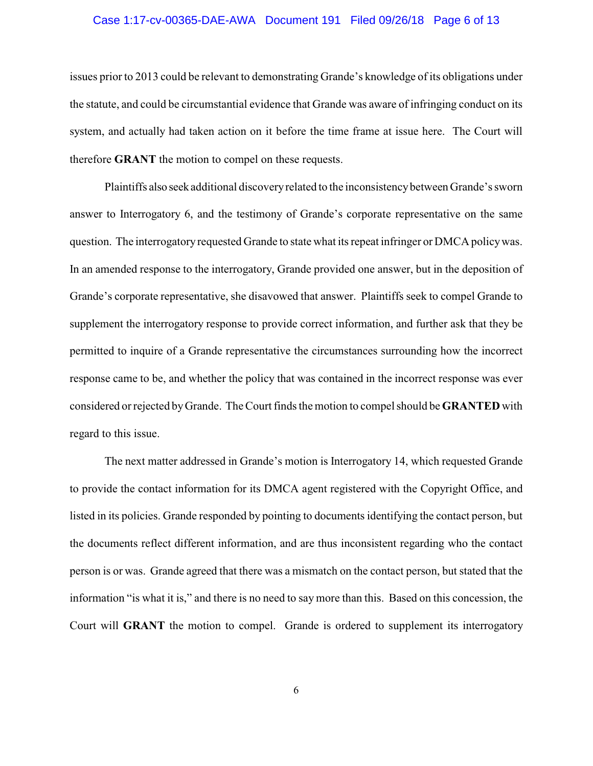issues prior to 2013 could be relevant to demonstrating Grande's knowledge of its obligations under the statute, and could be circumstantial evidence that Grande was aware of infringing conduct on its system, and actually had taken action on it before the time frame at issue here. The Court will therefore **GRANT** the motion to compel on these requests.

Plaintiffs also seek additional discovery related to the inconsistency between Grande's sworn answer to Interrogatory 6, and the testimony of Grande's corporate representative on the same question. The interrogatory requested Grande to state what its repeat infringer or DMCA policy was. In an amended response to the interrogatory, Grande provided one answer, but in the deposition of Grande's corporate representative, she disavowed that answer. Plaintiffs seek to compel Grande to supplement the interrogatory response to provide correct information, and further ask that they be permitted to inquire of a Grande representative the circumstances surrounding how the incorrect response came to be, and whether the policy that was contained in the incorrect response was ever considered or rejected by Grande. The Court finds the motion to compel should be **GRANTED** with regard to this issue.

The next matter addressed in Grande's motion is Interrogatory 14, which requested Grande to provide the contact information for its DMCA agent registered with the Copyright Office, and listed in its policies. Grande responded by pointing to documents identifying the contact person, but the documents reflect different information, and are thus inconsistent regarding who the contact person is or was. Grande agreed that there was a mismatch on the contact person, but stated that the information "is what it is," and there is no need to say more than this. Based on this concession, the Court will **GRANT** the motion to compel. Grande is ordered to supplement its interrogatory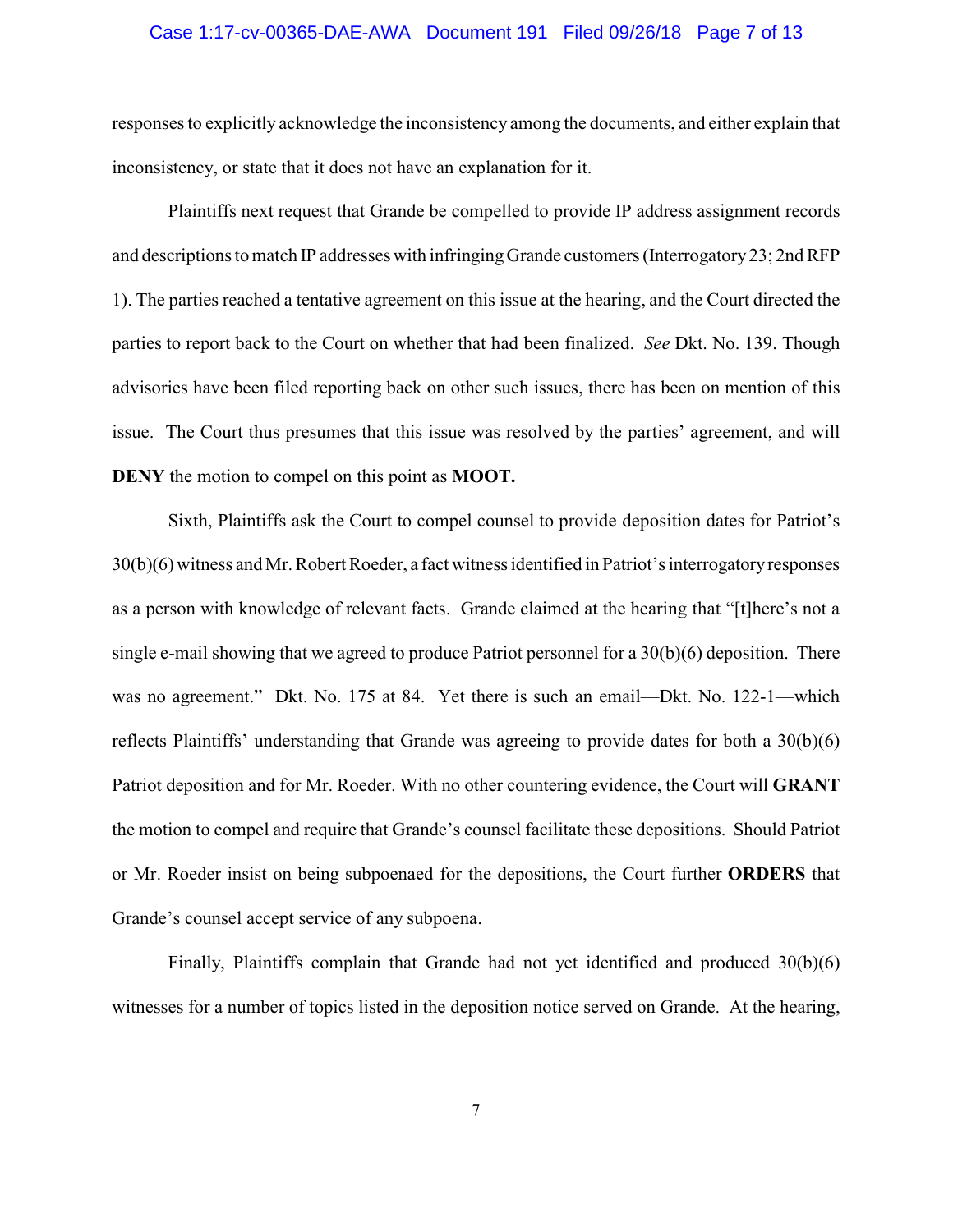responses to explicitly acknowledge the inconsistency among the documents, and either explain that inconsistency, or state that it does not have an explanation for it.

Plaintiffs next request that Grande be compelled to provide IP address assignment records and descriptions to match IP addresses with infringing Grande customers (Interrogatory 23; 2nd RFP 1). The parties reached a tentative agreement on this issue at the hearing, and the Court directed the parties to report back to the Court on whether that had been finalized. *See* Dkt. No. 139. Though advisories have been filed reporting back on other such issues, there has been on mention of this issue. The Court thus presumes that this issue was resolved by the parties' agreement, and will **DENY** the motion to compel on this point as **MOOT.**

Sixth, Plaintiffs ask the Court to compel counsel to provide deposition dates for Patriot's 30(b)(6) witness and Mr. Robert Roeder, a fact witness identified in Patriot's interrogatory responses as a person with knowledge of relevant facts. Grande claimed at the hearing that "[t]here's not a single e-mail showing that we agreed to produce Patriot personnel for a 30(b)(6) deposition. There was no agreement." Dkt. No. 175 at 84. Yet there is such an email—Dkt. No. 122-1—which reflects Plaintiffs' understanding that Grande was agreeing to provide dates for both a 30(b)(6) Patriot deposition and for Mr. Roeder. With no other countering evidence, the Court will **GRANT** the motion to compel and require that Grande's counsel facilitate these depositions. Should Patriot or Mr. Roeder insist on being subpoenaed for the depositions, the Court further **ORDERS** that Grande's counsel accept service of any subpoena.

Finally, Plaintiffs complain that Grande had not yet identified and produced 30(b)(6) witnesses for a number of topics listed in the deposition notice served on Grande. At the hearing,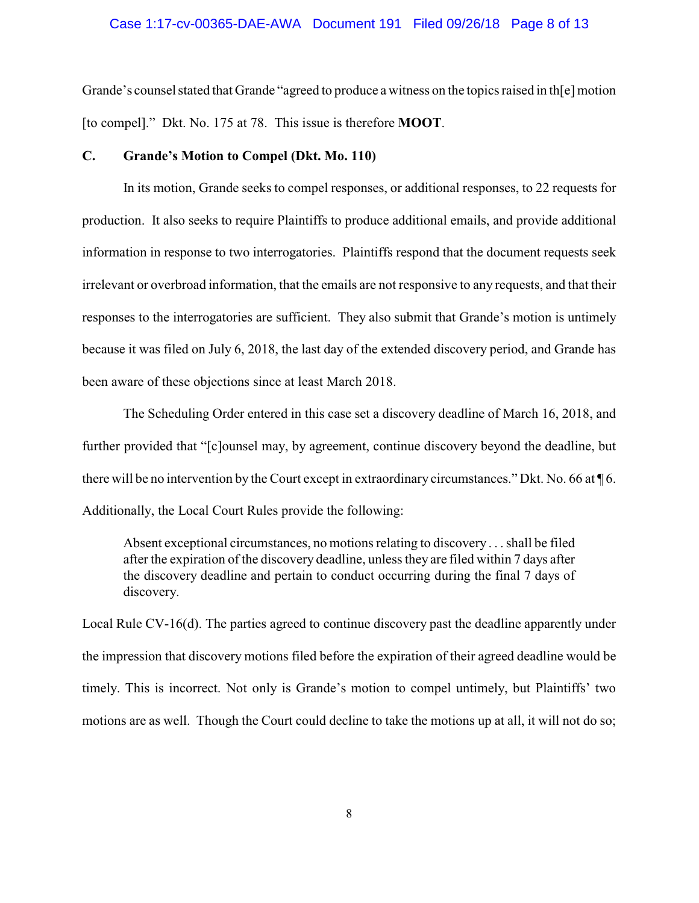Grande's counsel stated that Grande "agreed to produce a witness on the topics raised in th[e] motion [to compel]." Dkt. No. 175 at 78. This issue is therefore **MOOT**.

### C. Grande's Motion to Compel (Dkt. Mo. 110)

In its motion, Grande seeks to compel responses, or additional responses, to 22 requests for production. It also seeks to require Plaintiffs to produce additional emails, and provide additional information in response to two interrogatories. Plaintiffs respond that the document requests seek irrelevant or overbroad information, that the emails are not responsive to any requests, and that their responses to the interrogatories are sufficient. They also submit that Grande's motion is untimely because it was filed on July 6, 2018, the last day of the extended discovery period, and Grande has been aware of these objections since at least March 2018.

The Scheduling Order entered in this case set a discovery deadline of March 16, 2018, and further provided that "[c]ounsel may, by agreement, continue discovery beyond the deadline, but there will be no intervention by the Court except in extraordinary circumstances." Dkt. No. 66 at ¶ 6. Additionally, the Local Court Rules provide the following:

> Absent exceptional circumstances, no motions relating to discovery . . . shall be filed after the expiration of the discovery deadline, unless they are filed within 7 days after the discovery deadline and pertain to conduct occurring during the final 7 days of discovery.

Local Rule CV-16(d). The parties agreed to continue discovery past the deadline apparently under the impression that discovery motions filed before the expiration of their agreed deadline would be timely. This is incorrect. Not only is Grande's motion to compel untimely, but Plaintiffs' two motions are as well. Though the Court could decline to take the motions up at all, it will not do so;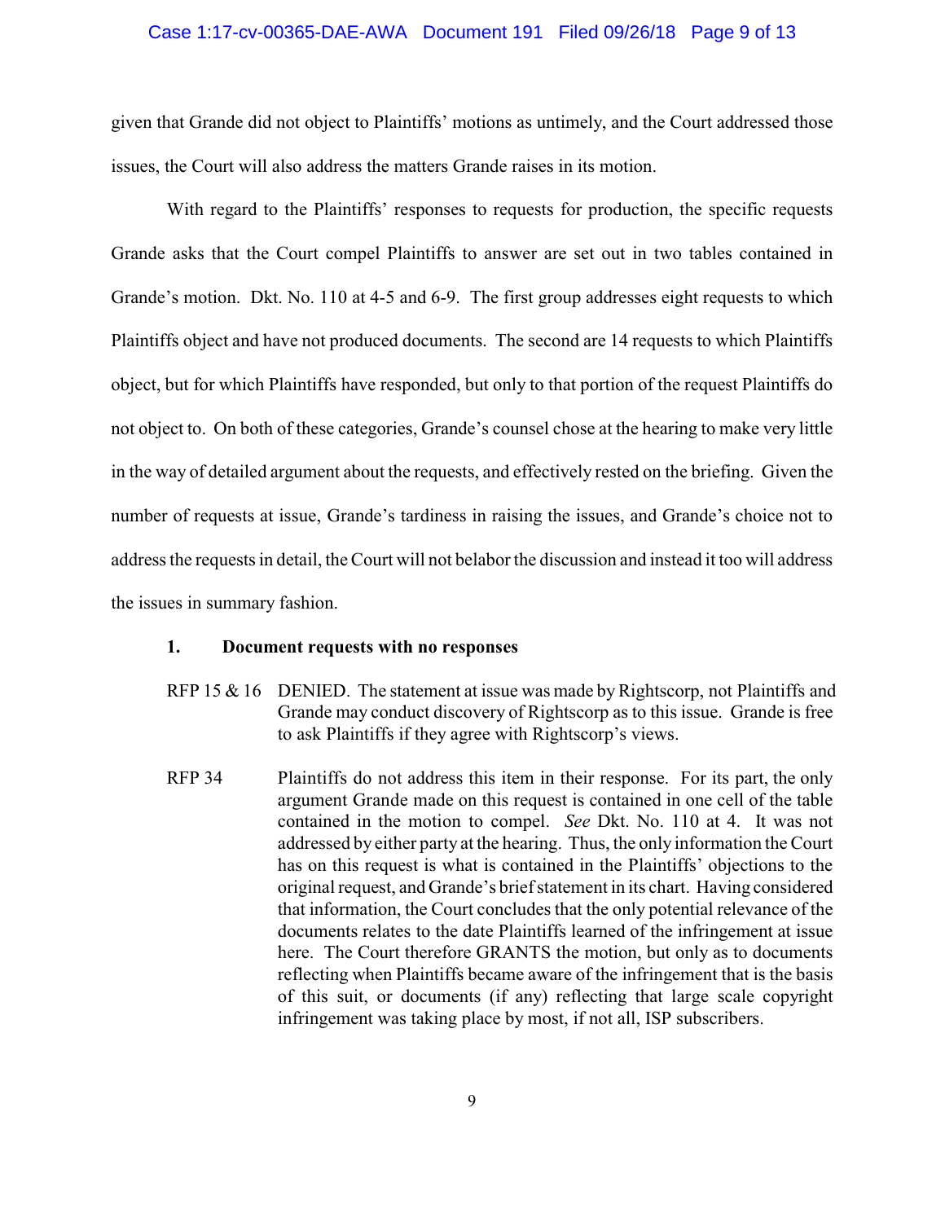given that Grande did not object to Plaintiffs' motions as untimely, and the Court addressed those issues, the Court will also address the matters Grande raises in its motion.

With regard to the Plaintiffs' responses to requests for production, the specific requests Grande asks that the Court compel Plaintiffs to answer are set out in two tables contained in Grande's motion. Dkt. No. 110 at 4-5 and 6-9. The first group addresses eight requests to which Plaintiffs object and have not produced documents. The second are 14 requests to which Plaintiffs object, but for which Plaintiffs have responded, but only to that portion of the request Plaintiffs do not object to. On both of these categories, Grande's counsel chose at the hearing to make very little in the way of detailed argument about the requests, and effectively rested on the briefing. Given the number of requests at issue, Grande's tardiness in raising the issues, and Grande's choice not to address the requests in detail, the Court will not belabor the discussion and instead it too will address the issues in summary fashion.

**1. Document requests with no responses**

RFP 15 & 16 DENIED. The statement at issue was made by Rightscorp, not Plaintiffs and Grande may conduct discovery of Rightscorp as to this issue. Grande is free to ask Plaintiffs if they agree with Rightscorp's views.

RFP 34 Plaintiffs do not address this item in their response. For its part, the only argument Grande made on this request is contained in one cell of the table contained in the motion to compel. *See* Dkt. No. 110 at 4. It was not addressed by either party at the hearing. Thus, the only information the Court has on this request is what is contained in the Plaintiffs' objections to the original request, and Grande's brief statement in its chart. Having considered that information, the Court concludes that the only potential relevance of the documents relates to the date Plaintiffs learned of the infringement at issue here. The Court therefore GRANTS the motion, but only as to documents reflecting when Plaintiffs became aware of the infringement that is the basis of this suit, or documents (if any) reflecting that large scale copyright infringement was taking place by most, if not all, ISP subscribers.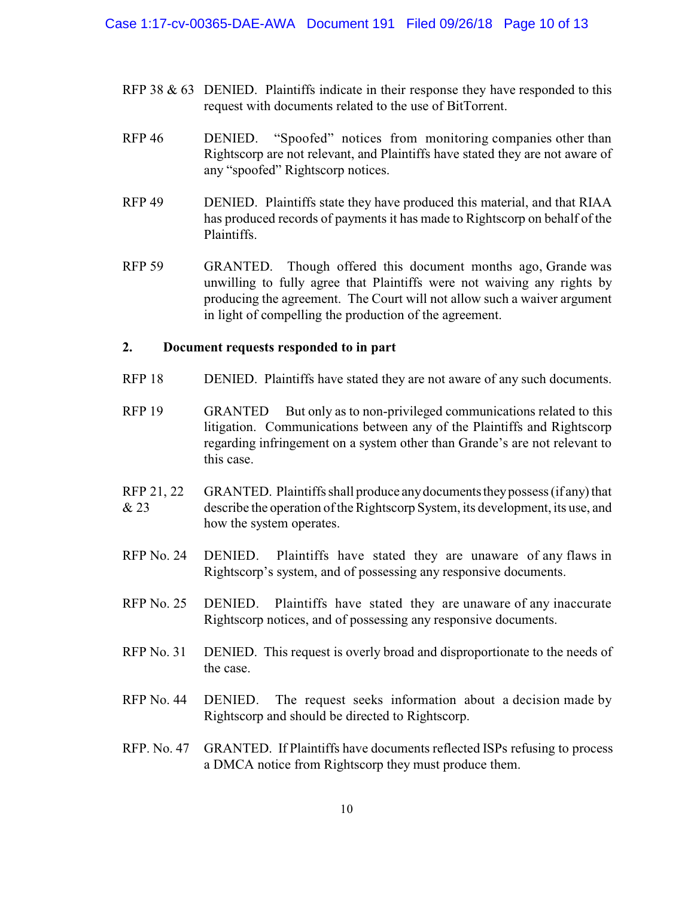RFP 38 & 63 DENIED. Plaintiffs indicate in their response they have responded to this request with documents related to the use of BitTorrent.

RFP 46 DENIED. "Spoofed" notices from monitoring companies other than Rightscorp are not relevant, and Plaintiffs have stated they are not aware of any "spoofed" Rightscorp notices.

RFP 49 DENIED. Plaintiffs state they have produced this material, and that RIAA has produced records of payments it has made to Rightscorp on behalf of the Plaintiffs.

RFP 59 GRANTED. Though offered this document months ago, Grande was unwilling to fully agree that Plaintiffs were not waiving any rights by producing the agreement. The Court will not allow such a waiver argument in light of compelling the production of the agreement.

**2. Document requests responded to in part**

RFP 18 DENIED. Plaintiffs have stated they are not aware of any such documents.

RFP 19 GRANTED But only as to non-privileged communications related to this litigation. Communications between any of the Plaintiffs and Rightscorp regarding infringement on a system other than Grande's are not relevant to this case.

RFP 21, 22 & 23 GRANTED. Plaintiffs shall produce any documents they possess (if any) that describe the operation of the Rightscorp System, its development, its use, and how the system operates.

RFP No. 24 DENIED. Plaintiffs have stated they are unaware of any flaws in Rightscorp's system, and of possessing any responsive documents.

RFP No. 25 DENIED. Plaintiffs have stated they are unaware of any inaccurate Rightscorp notices, and of possessing any responsive documents.

RFP No. 31 DENIED. This request is overly broad and disproportionate to the needs of the case.

RFP No. 44 DENIED. The request seeks information about a decision made by Rightscorp and should be directed to Rightscorp.

RFP. No. 47 GRANTED. If Plaintiffs have documents reflected ISPs refusing to process a DMCA notice from Rightscorp they must produce them.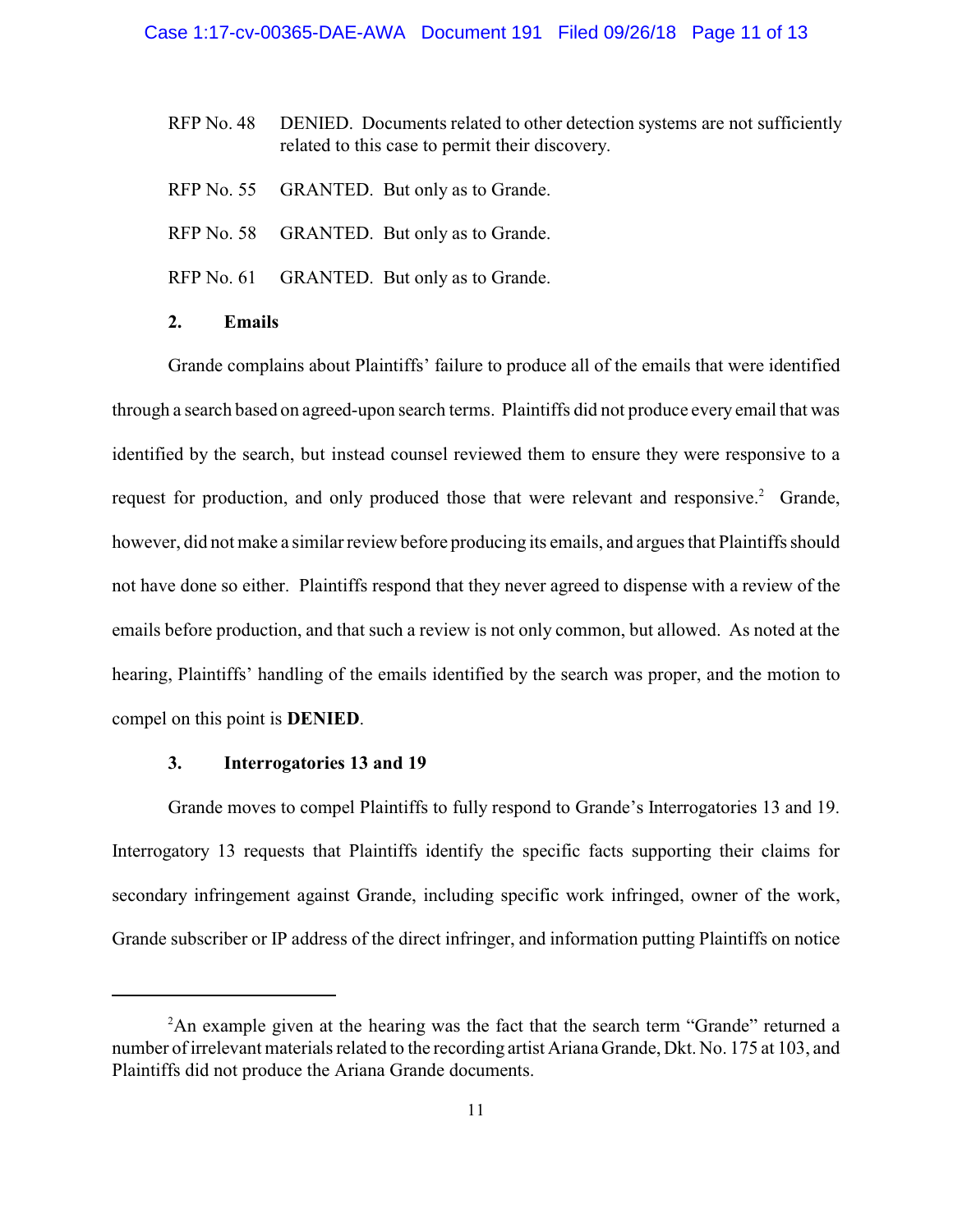RFP No. 48 DENIED. Documents related to other detection systems are not sufficiently related to this case to permit their discovery.

RFP No. 55 GRANTED. But only as to Grande.

RFP No. 58 GRANTED. But only as to Grande.

RFP No. 61 GRANTED. But only as to Grande.

### 2. Emails

Grande complains about Plaintiffs' failure to produce all of the emails that were identified through a search based on agreed-upon search terms. Plaintiffs did not produce every email that was identified by the search, but instead counsel reviewed them to ensure they were responsive to a request for production, and only produced those that were relevant and responsive.[2] Grande, however, did not make a similar review before producing its emails, and argues that Plaintiffs should not have done so either. Plaintiffs respond that they never agreed to dispense with a review of the emails before production, and that such a review is not only common, but allowed. As noted at the hearing, Plaintiffs' handling of the emails identified by the search was proper, and the motion to compel on this point is **DENIED**.

### 3. Interrogatories 13 and 19

Grande moves to compel Plaintiffs to fully respond to Grande's Interrogatories 13 and 19. Interrogatory 13 requests that Plaintiffs identify the specific facts supporting their claims for secondary infringement against Grande, including specific work infringed, owner of the work, Grande subscriber or IP address of the direct infringer, and information putting Plaintiffs on notice

---

[2] An example given at the hearing was the fact that the search term "Grande" returned a number of irrelevant materials related to the recording artist Ariana Grande, Dkt. No. 175 at 103, and Plaintiffs did not produce the Ariana Grande documents.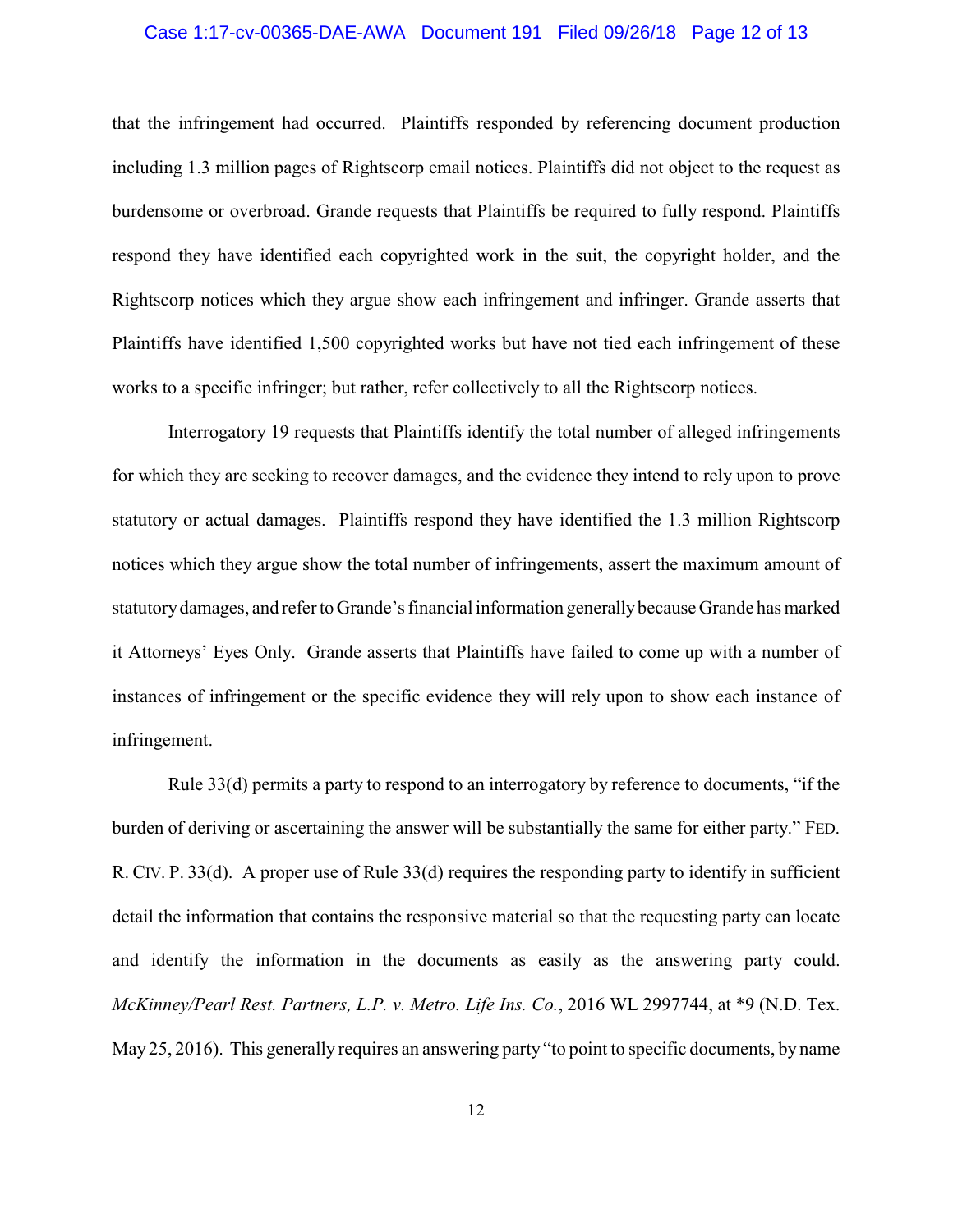that the infringement had occurred. Plaintiffs responded by referencing document production including 1.3 million pages of Rightscorp email notices. Plaintiffs did not object to the request as burdensome or overbroad. Grande requests that Plaintiffs be required to fully respond. Plaintiffs respond they have identified each copyrighted work in the suit, the copyright holder, and the Rightscorp notices which they argue show each infringement and infringer. Grande asserts that Plaintiffs have identified 1,500 copyrighted works but have not tied each infringement of these works to a specific infringer; but rather, refer collectively to all the Rightscorp notices.

Interrogatory 19 requests that Plaintiffs identify the total number of alleged infringements for which they are seeking to recover damages, and the evidence they intend to rely upon to prove statutory or actual damages. Plaintiffs respond they have identified the 1.3 million Rightscorp notices which they argue show the total number of infringements, assert the maximum amount of statutory damages, and refer to Grande's financial information generally because Grande has marked it Attorneys' Eyes Only. Grande asserts that Plaintiffs have failed to come up with a number of instances of infringement or the specific evidence they will rely upon to show each instance of infringement.

Rule 33(d) permits a party to respond to an interrogatory by reference to documents, "if the burden of deriving or ascertaining the answer will be substantially the same for either party." FED. R. CIV. P. 33(d). A proper use of Rule 33(d) requires the responding party to identify in sufficient detail the information that contains the responsive material so that the requesting party can locate and identify the information in the documents as easily as the answering party could. *McKinney/Pearl Rest. Partners, L.P. v. Metro. Life Ins. Co.*, 2016 WL 2997744, at *9 (N.D. Tex. May 25, 2016). This generally requires an answering party "to point to specific documents, by name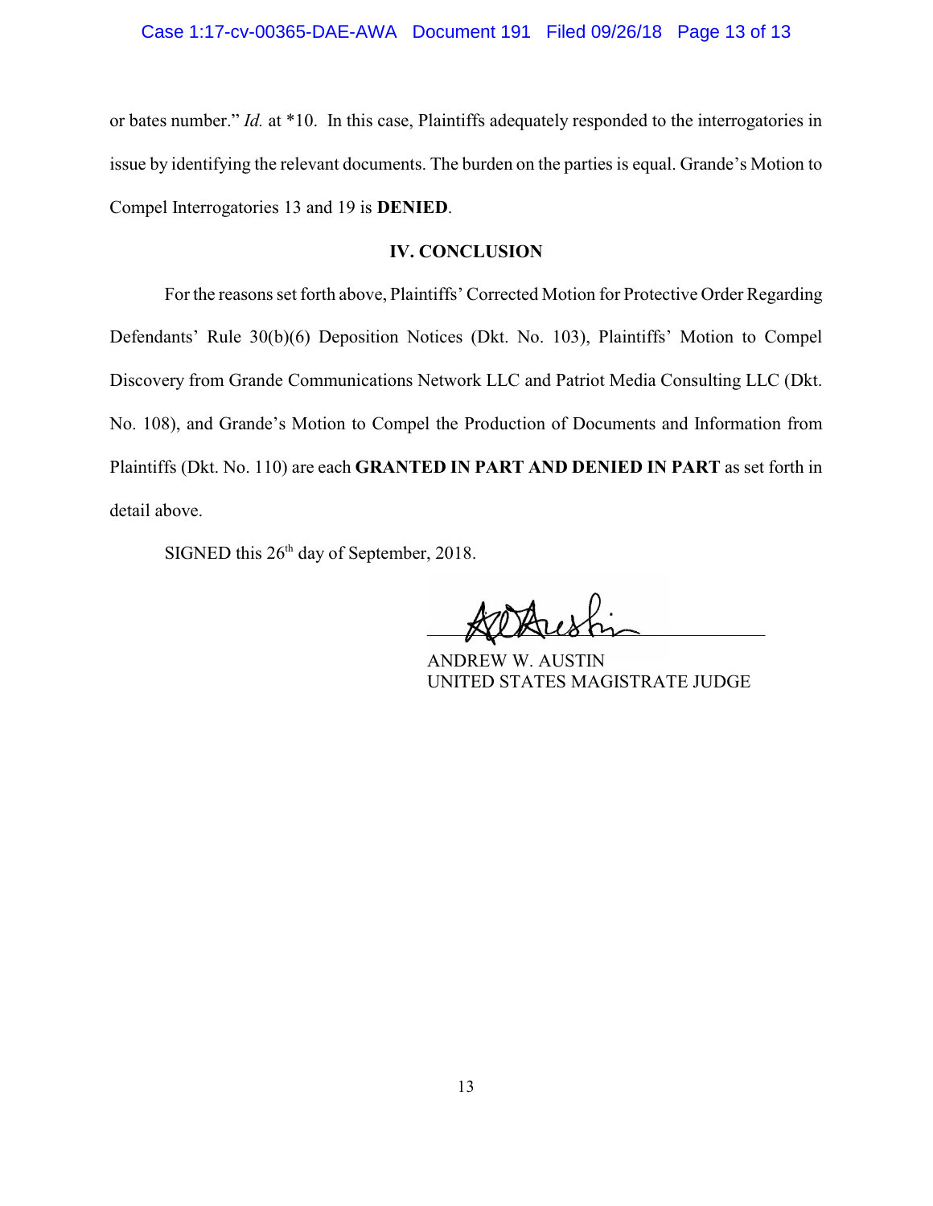or bates number." *Id.* at *10. In this case, Plaintiffs adequately responded to the interrogatories in issue by identifying the relevant documents. The burden on the parties is equal. Grande's Motion to Compel Interrogatories 13 and 19 is **DENIED**.

## IV. CONCLUSION

For the reasons set forth above, Plaintiffs' Corrected Motion for Protective Order Regarding Defendants' Rule 30(b)(6) Deposition Notices (Dkt. No. 103), Plaintiffs' Motion to Compel Discovery from Grande Communications Network LLC and Patriot Media Consulting LLC (Dkt. No. 108), and Grande's Motion to Compel the Production of Documents and Information from Plaintiffs (Dkt. No. 110) are each **GRANTED IN PART AND DENIED IN PART** as set forth in detail above.

SIGNED this 26th day of September, 2018.

ANDREW W. AUSTIN
UNITED STATES MAGISTRATE JUDGE